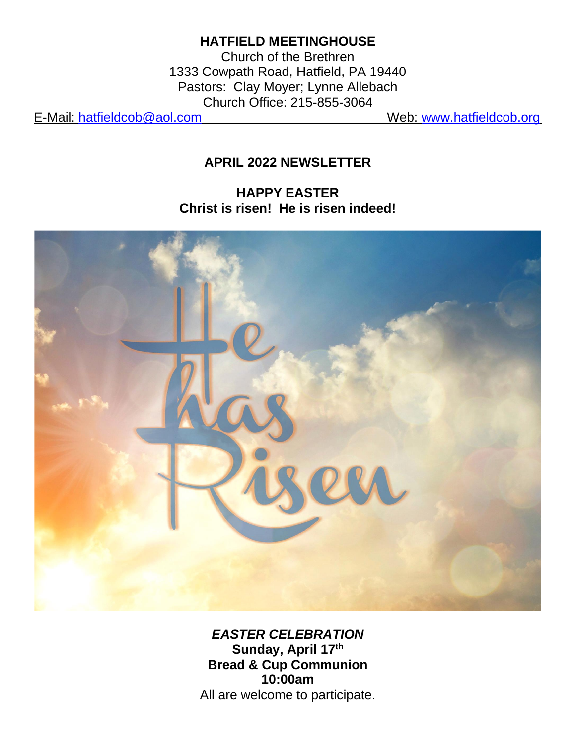**HATFIELD MEETINGHOUSE**

Church of the Brethren

1333 Cowpath Road, Hatfield, PA 19440

Pastors: Clay Moyer; Lynne Allebach

Church Office: 215-855-3064

E-Mail: hatfieldcob@aol.com Web: www.hatfieldcob.org

## APRIL 2022 NEWSLETTER

**HAPPY EASTER**

**Christ is risen! He is risen indeed!**

***EASTER CELEBRATION***

**Sunday, April 17th**

**Bread & Cup Communion**

**10:00am**

All are welcome to participate.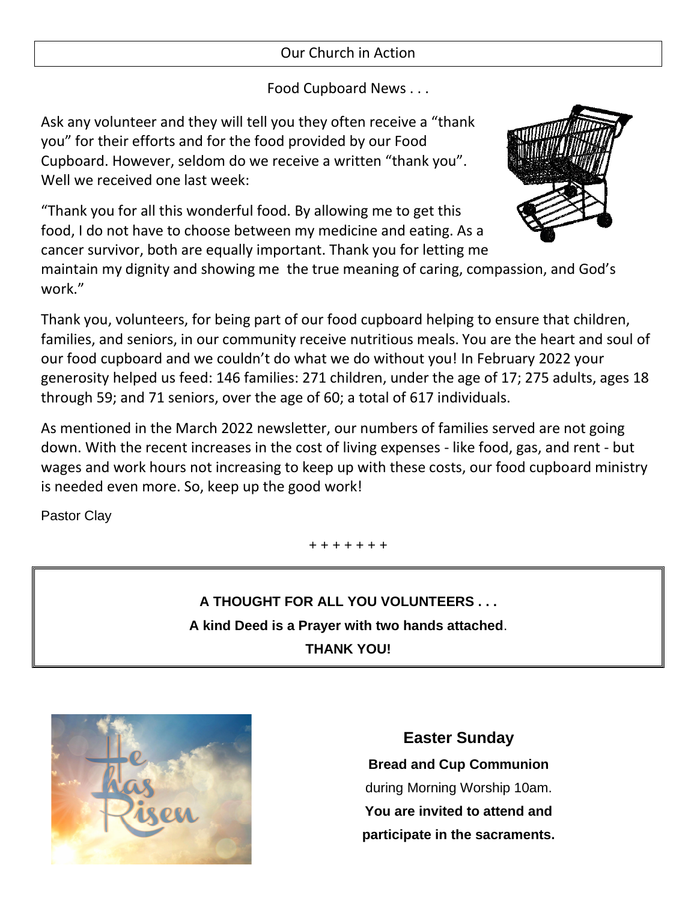## Our Church in Action

### Food Cupboard News . . .

Ask any volunteer and they will tell you they often receive a "thank you" for their efforts and for the food provided by our Food Cupboard. However, seldom do we receive a written "thank you". Well we received one last week:

"Thank you for all this wonderful food. By allowing me to get this food, I do not have to choose between my medicine and eating. As a cancer survivor, both are equally important. Thank you for letting me maintain my dignity and showing me the true meaning of caring, compassion, and God's work."

Thank you, volunteers, for being part of our food cupboard helping to ensure that children, families, and seniors, in our community receive nutritious meals. You are the heart and soul of our food cupboard and we couldn't do what we do without you! In February 2022 your generosity helped us feed: 146 families: 271 children, under the age of 17; 275 adults, ages 18 through 59; and 71 seniors, over the age of 60; a total of 617 individuals.

As mentioned in the March 2022 newsletter, our numbers of families served are not going down. With the recent increases in the cost of living expenses - like food, gas, and rent - but wages and work hours not increasing to keep up with these costs, our food cupboard ministry is needed even more. So, keep up the good work!

Pastor Clay

+ + + + + + +

**A THOUGHT FOR ALL YOU VOLUNTEERS . . .**

**A kind Deed is a Prayer with two hands attached**.

**THANK YOU!**

He has Risen

## Easter Sunday

**Bread and Cup Communion**

during Morning Worship 10am.

**You are invited to attend and participate in the sacraments.**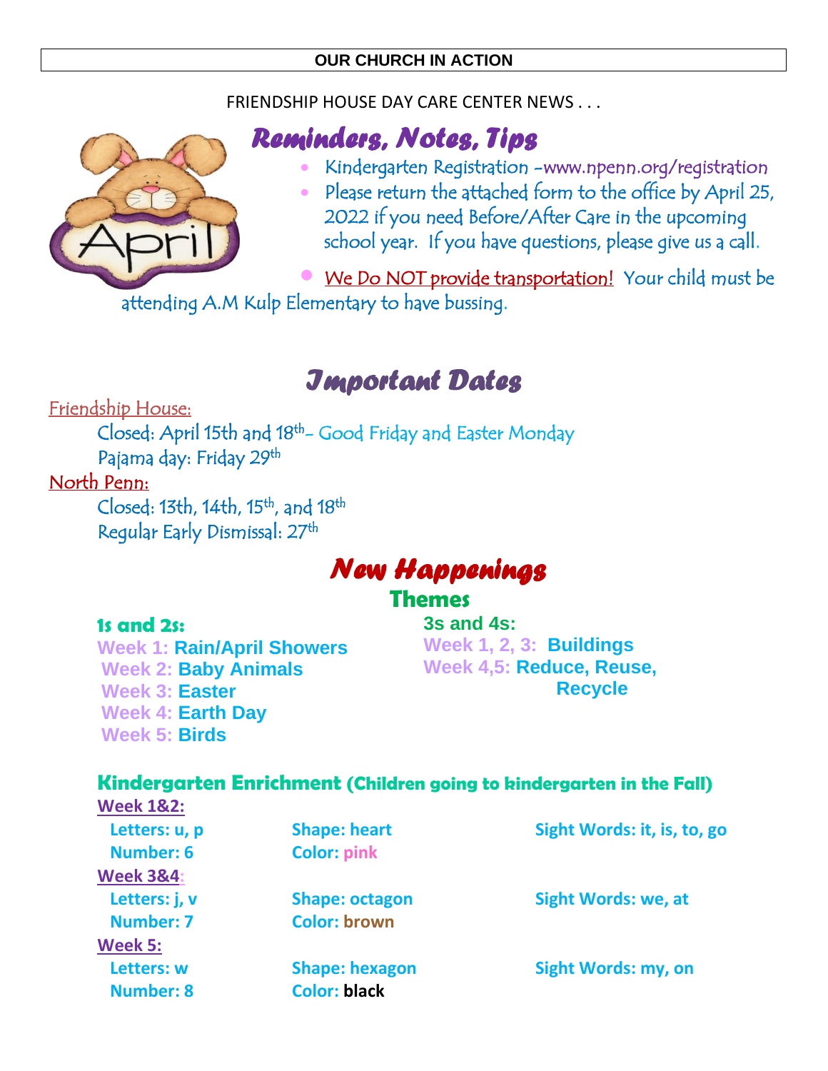**OUR CHURCH IN ACTION**

FRIENDSHIP HOUSE DAY CARE CENTER NEWS . . .

## Reminders, Notes, Tips

- Kindergarten Registration -www.npenn.org/registration
- Please return the attached form to the office by April 25, 2022 if you need Before/After Care in the upcoming school year. If you have questions, please give us a call.
- We Do NOT provide transportation! Your child must be attending A.M Kulp Elementary to have bussing.

## Important Dates

Friendship House:

Closed: April 15th and 18th- Good Friday and Easter Monday

Pajama day: Friday 29th

North Penn:

Closed: 13th, 14th, 15th, and 18th

Regular Early Dismissal: 27th

## New Happenings

### Themes

**1s and 2s:**

**Week 1: Rain/April Showers**

**Week 2: Baby Animals**

**Week 3: Easter**

**Week 4: Earth Day**

**Week 5: Birds**

**3s and 4s:**

**Week 1, 2, 3: Buildings**

**Week 4,5: Reduce, Reuse, Recycle**

### Kindergarten Enrichment (Children going to kindergarten in the Fall)

**Week 1&2:**

| | | |
|---|---|---|
| Letters: u, p | Shape: heart | Sight Words: it, is, to, go |
| Number: 6 | Color: pink | |

**Week 3&4:**

| | | |
|---|---|---|
| Letters: j, v | Shape: octagon | Sight Words: we, at |
| Number: 7 | Color: brown | |

**Week 5:**

| | | |
|---|---|---|
| Letters: w | Shape: hexagon | Sight Words: my, on |
| Number: 8 | Color: black | |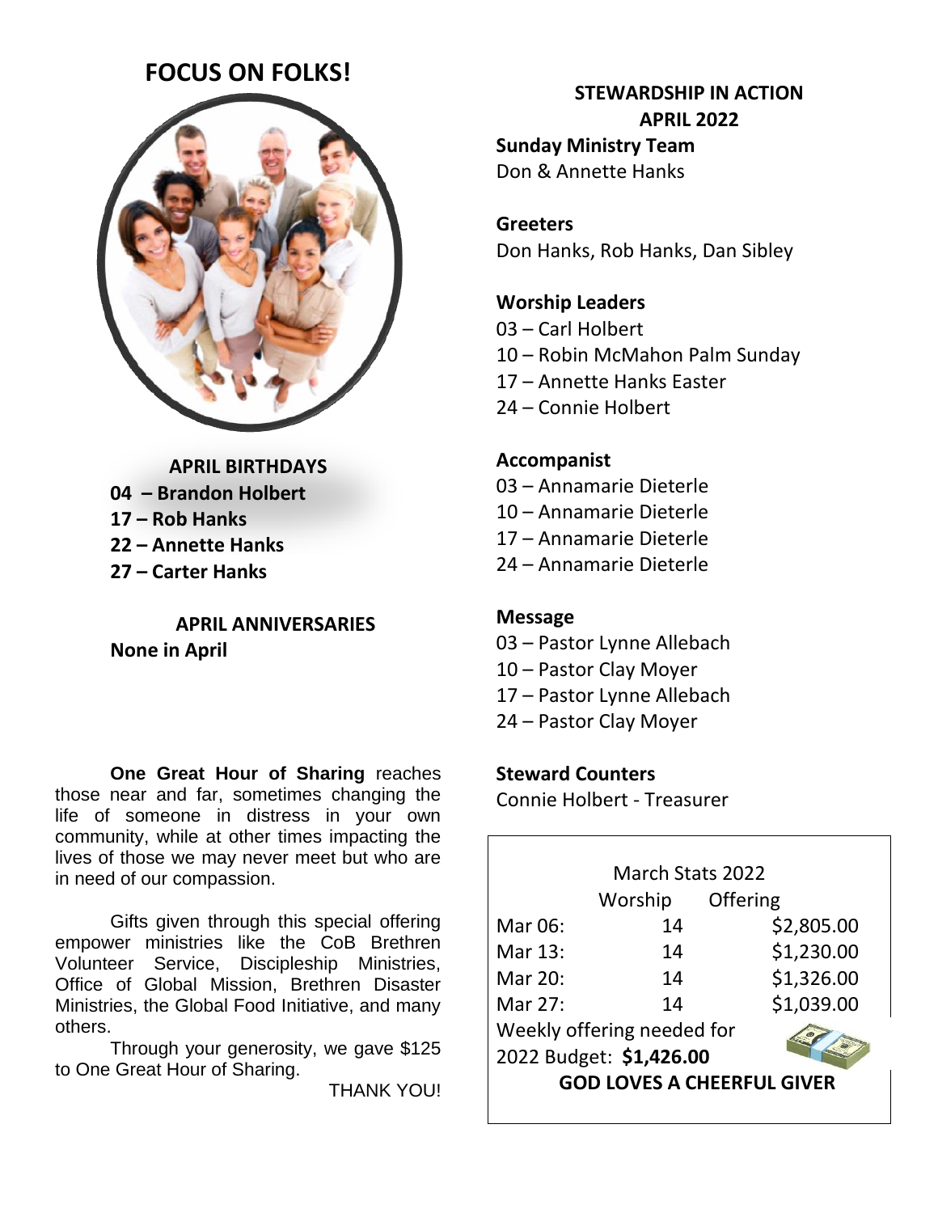# FOCUS ON FOLKS!

**APRIL BIRTHDAYS**

**04 – Brandon Holbert**
**17 – Rob Hanks**
**22 – Annette Hanks**
**27 – Carter Hanks**

**APRIL ANNIVERSARIES**

**None in April**

**One Great Hour of Sharing** reaches those near and far, sometimes changing the life of someone in distress in your own community, while at other times impacting the lives of those we may never meet but who are in need of our compassion.

Gifts given through this special offering empower ministries like the CoB Brethren Volunteer Service, Discipleship Ministries, Office of Global Mission, Brethren Disaster Ministries, the Global Food Initiative, and many others.

Through your generosity, we gave $125 to One Great Hour of Sharing.

THANK YOU!

## STEWARDSHIP IN ACTION APRIL 2022

**Sunday Ministry Team**
Don & Annette Hanks

**Greeters**
Don Hanks, Rob Hanks, Dan Sibley

**Worship Leaders**
03 – Carl Holbert
10 – Robin McMahon Palm Sunday
17 – Annette Hanks Easter
24 – Connie Holbert

**Accompanist**
03 – Annamarie Dieterle
10 – Annamarie Dieterle
17 – Annamarie Dieterle
24 – Annamarie Dieterle

**Message**
03 – Pastor Lynne Allebach
10 – Pastor Clay Moyer
17 – Pastor Lynne Allebach
24 – Pastor Clay Moyer

**Steward Counters**
Connie Holbert - Treasurer

March Stats 2022

| | Worship | Offering |
|---|---|---|
| Mar 06: | 14 | $2,805.00 |
| Mar 13: | 14 | $1,230.00 |
| Mar 20: | 14 | $1,326.00 |
| Mar 27: | 14 | $1,039.00 |

Weekly offering needed for 2022 Budget: **$1,426.00**

**GOD LOVES A CHEERFUL GIVER**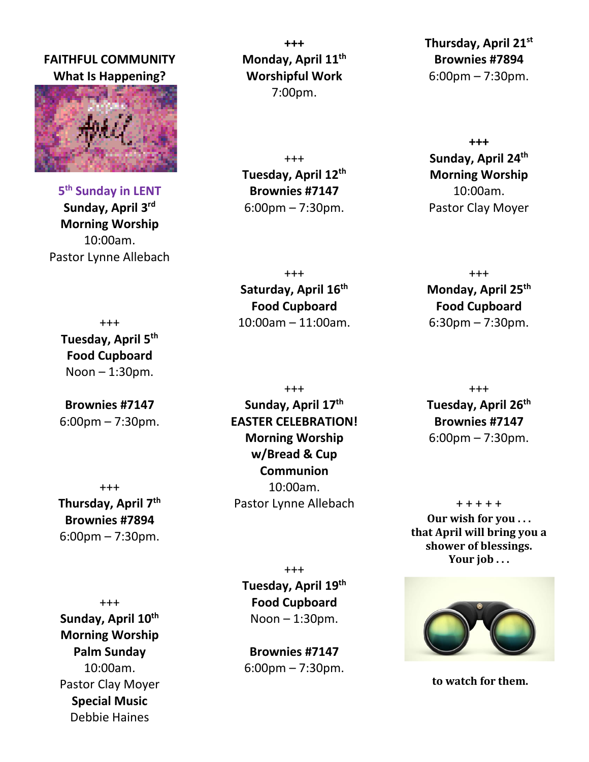**FAITHFUL COMMUNITY**
**What Is Happening?**

5th Sunday in LENT
**Sunday, April 3rd**
**Morning Worship**
10:00am.
Pastor Lynne Allebach

+++

**Tuesday, April 5th**
**Food Cupboard**
Noon – 1:30pm.

**Brownies #7147**
6:00pm – 7:30pm.

+++

**Thursday, April 7th**
**Brownies #7894**
6:00pm – 7:30pm.

+++

**Sunday, April 10th**
**Morning Worship**
**Palm Sunday**
10:00am.
Pastor Clay Moyer
**Special Music**
Debbie Haines

+++

**Monday, April 11th**
**Worshipful Work**
7:00pm.

+++

**Tuesday, April 12th**
**Brownies #7147**
6:00pm – 7:30pm.

+++

**Saturday, April 16th**
**Food Cupboard**
10:00am – 11:00am.

+++

**Sunday, April 17th**
**EASTER CELEBRATION!**
**Morning Worship**
**w/Bread & Cup**
**Communion**
10:00am.
Pastor Lynne Allebach

+++

**Tuesday, April 19th**
**Food Cupboard**
Noon – 1:30pm.

**Brownies #7147**
6:00pm – 7:30pm.

**Thursday, April 21st**
**Brownies #7894**
6:00pm – 7:30pm.

+++

**Sunday, April 24th**
**Morning Worship**
10:00am.
Pastor Clay Moyer

+++

**Monday, April 25th**
**Food Cupboard**
6:30pm – 7:30pm.

+++

**Tuesday, April 26th**
**Brownies #7147**
6:00pm – 7:30pm.

+ + + + +

**Our wish for you . . .**
**that April will bring you a shower of blessings.**
**Your job . . .**

**to watch for them.**